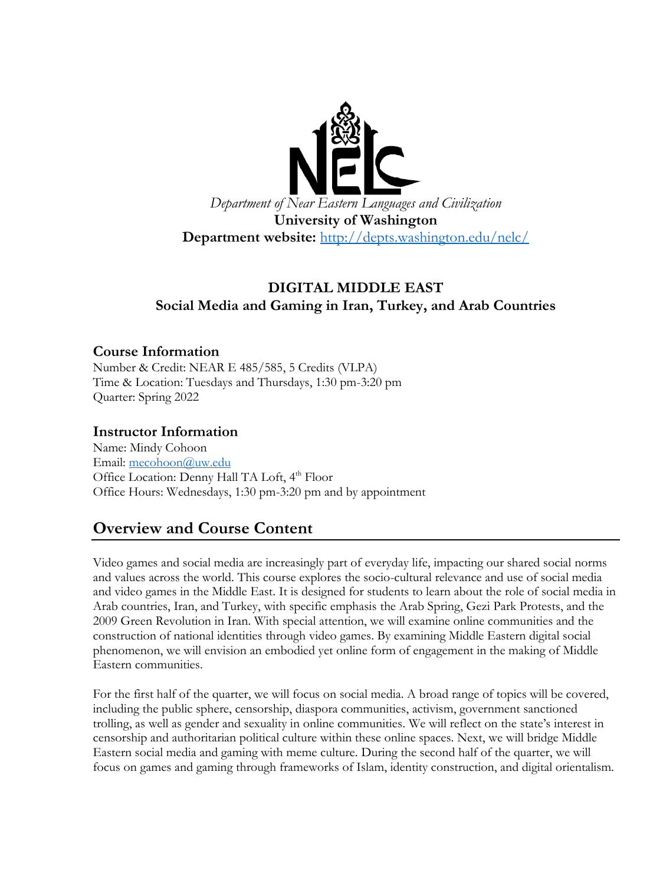*Department of Near Eastern Languages and Civilization*

**University of Washington**

**Department website:** http://depts.washington.edu/nelc/

## DIGITAL MIDDLE EAST

**Social Media and Gaming in Iran, Turkey, and Arab Countries**

### Course Information

Number & Credit: NEAR E 485/585, 5 Credits (VLPA)
Time & Location: Tuesdays and Thursdays, 1:30 pm-3:20 pm
Quarter: Spring 2022

### Instructor Information

Name: Mindy Cohoon
Email: mecohoon@uw.edu
Office Location: Denny Hall TA Loft, 4th Floor
Office Hours: Wednesdays, 1:30 pm-3:20 pm and by appointment

## Overview and Course Content

Video games and social media are increasingly part of everyday life, impacting our shared social norms and values across the world. This course explores the socio-cultural relevance and use of social media and video games in the Middle East. It is designed for students to learn about the role of social media in Arab countries, Iran, and Turkey, with specific emphasis the Arab Spring, Gezi Park Protests, and the 2009 Green Revolution in Iran. With special attention, we will examine online communities and the construction of national identities through video games. By examining Middle Eastern digital social phenomenon, we will envision an embodied yet online form of engagement in the making of Middle Eastern communities.

For the first half of the quarter, we will focus on social media. A broad range of topics will be covered, including the public sphere, censorship, diaspora communities, activism, government sanctioned trolling, as well as gender and sexuality in online communities. We will reflect on the state's interest in censorship and authoritarian political culture within these online spaces. Next, we will bridge Middle Eastern social media and gaming with meme culture. During the second half of the quarter, we will focus on games and gaming through frameworks of Islam, identity construction, and digital orientalism.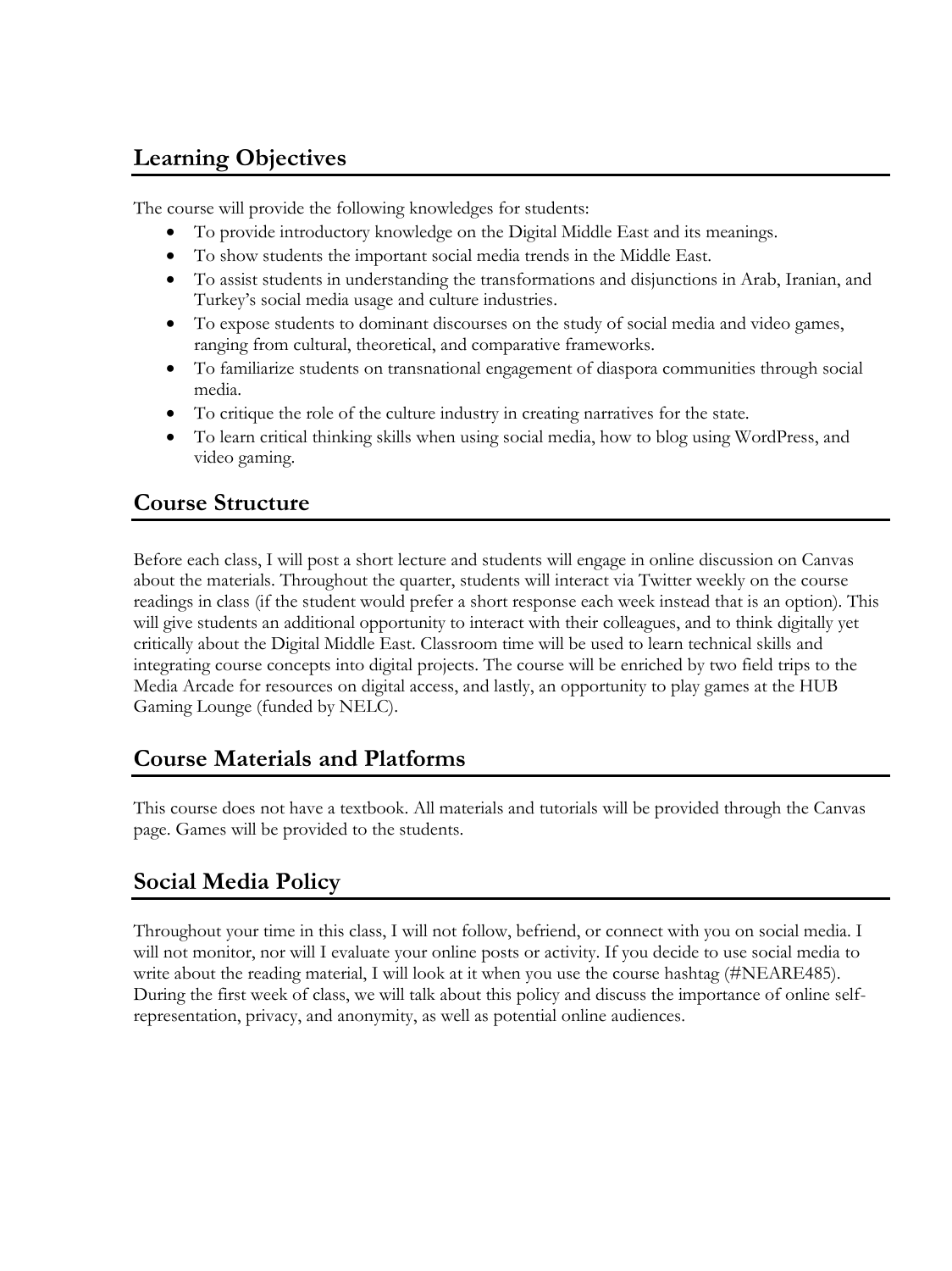## Learning Objectives

The course will provide the following knowledges for students:

- To provide introductory knowledge on the Digital Middle East and its meanings.
- To show students the important social media trends in the Middle East.
- To assist students in understanding the transformations and disjunctions in Arab, Iranian, and Turkey's social media usage and culture industries.
- To expose students to dominant discourses on the study of social media and video games, ranging from cultural, theoretical, and comparative frameworks.
- To familiarize students on transnational engagement of diaspora communities through social media.
- To critique the role of the culture industry in creating narratives for the state.
- To learn critical thinking skills when using social media, how to blog using WordPress, and video gaming.

## Course Structure

Before each class, I will post a short lecture and students will engage in online discussion on Canvas about the materials. Throughout the quarter, students will interact via Twitter weekly on the course readings in class (if the student would prefer a short response each week instead that is an option). This will give students an additional opportunity to interact with their colleagues, and to think digitally yet critically about the Digital Middle East. Classroom time will be used to learn technical skills and integrating course concepts into digital projects. The course will be enriched by two field trips to the Media Arcade for resources on digital access, and lastly, an opportunity to play games at the HUB Gaming Lounge (funded by NELC).

## Course Materials and Platforms

This course does not have a textbook. All materials and tutorials will be provided through the Canvas page. Games will be provided to the students.

## Social Media Policy

Throughout your time in this class, I will not follow, befriend, or connect with you on social media. I will not monitor, nor will I evaluate your online posts or activity. If you decide to use social media to write about the reading material, I will look at it when you use the course hashtag (#NEARE485). During the first week of class, we will talk about this policy and discuss the importance of online self-representation, privacy, and anonymity, as well as potential online audiences.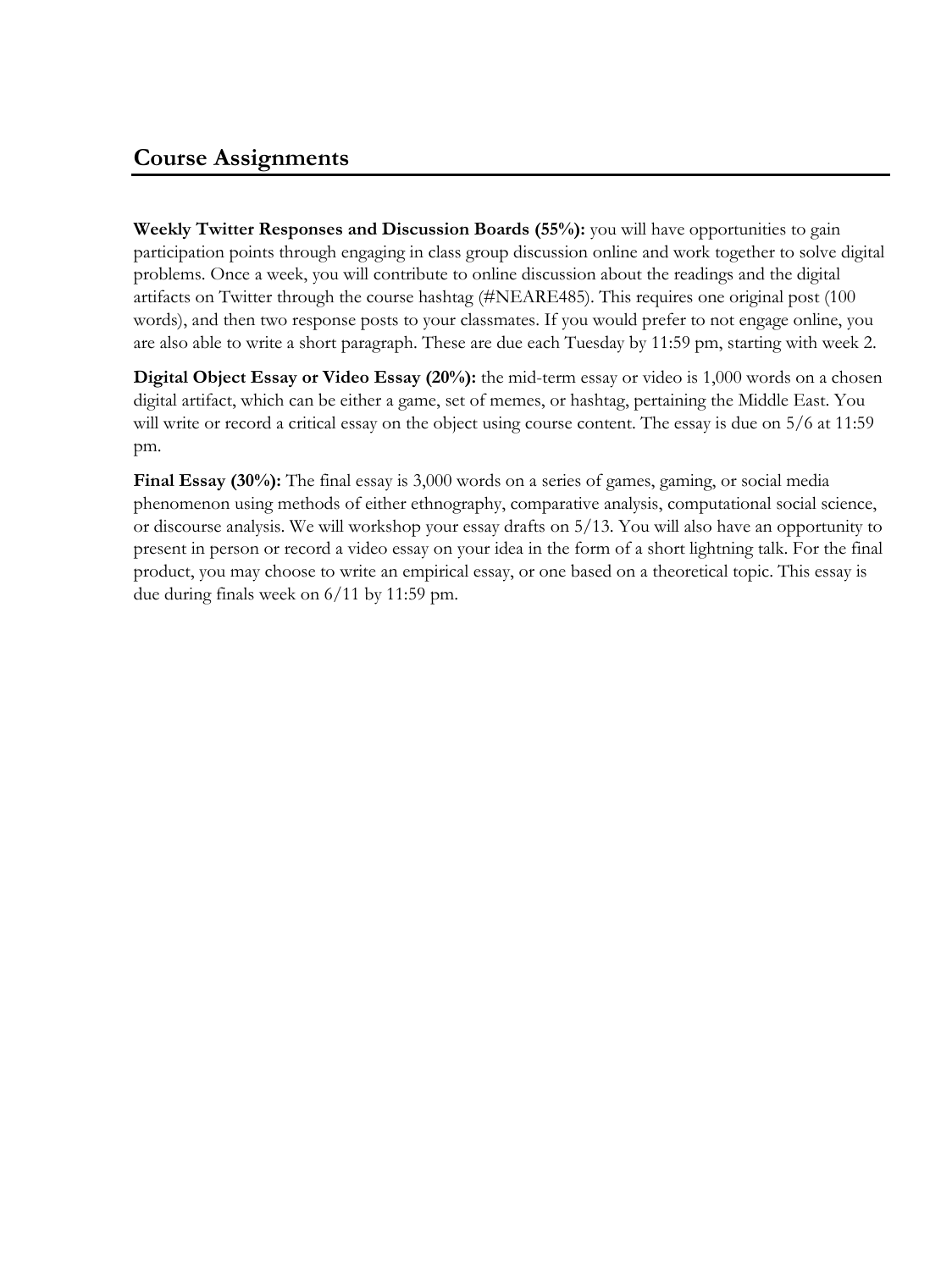## Course Assignments

**Weekly Twitter Responses and Discussion Boards (55%):** you will have opportunities to gain participation points through engaging in class group discussion online and work together to solve digital problems. Once a week, you will contribute to online discussion about the readings and the digital artifacts on Twitter through the course hashtag (#NEARE485). This requires one original post (100 words), and then two response posts to your classmates. If you would prefer to not engage online, you are also able to write a short paragraph. These are due each Tuesday by 11:59 pm, starting with week 2.

**Digital Object Essay or Video Essay (20%):** the mid-term essay or video is 1,000 words on a chosen digital artifact, which can be either a game, set of memes, or hashtag, pertaining the Middle East. You will write or record a critical essay on the object using course content. The essay is due on 5/6 at 11:59 pm.

**Final Essay (30%):** The final essay is 3,000 words on a series of games, gaming, or social media phenomenon using methods of either ethnography, comparative analysis, computational social science, or discourse analysis. We will workshop your essay drafts on 5/13. You will also have an opportunity to present in person or record a video essay on your idea in the form of a short lightning talk. For the final product, you may choose to write an empirical essay, or one based on a theoretical topic. This essay is due during finals week on 6/11 by 11:59 pm.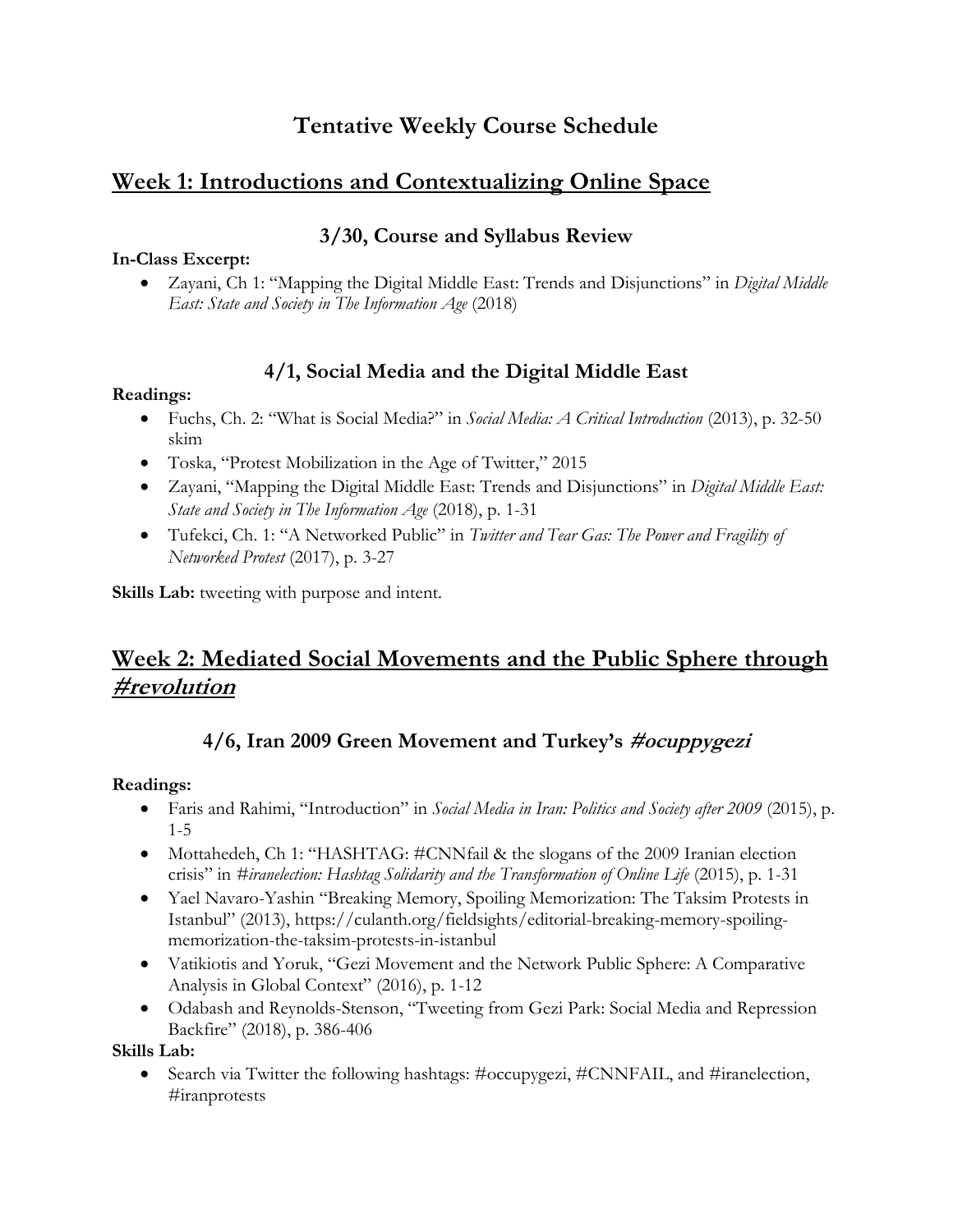# Tentative Weekly Course Schedule

## Week 1: Introductions and Contextualizing Online Space

### 3/30, Course and Syllabus Review

**In-Class Excerpt:**

- Zayani, Ch 1: "Mapping the Digital Middle East: Trends and Disjunctions" in *Digital Middle East: State and Society in The Information Age* (2018)

### 4/1, Social Media and the Digital Middle East

**Readings:**

- Fuchs, Ch. 2: "What is Social Media?" in *Social Media: A Critical Introduction* (2013), p. 32-50 skim
- Toska, "Protest Mobilization in the Age of Twitter," 2015
- Zayani, "Mapping the Digital Middle East: Trends and Disjunctions" in *Digital Middle East: State and Society in The Information Age* (2018), p. 1-31
- Tufekci, Ch. 1: "A Networked Public" in *Twitter and Tear Gas: The Power and Fragility of Networked Protest* (2017), p. 3-27

**Skills Lab:** tweeting with purpose and intent.

## Week 2: Mediated Social Movements and the Public Sphere through *#revolution*

### 4/6, Iran 2009 Green Movement and Turkey's *#ocuppygezi*

**Readings:**

- Faris and Rahimi, "Introduction" in *Social Media in Iran: Politics and Society after 2009* (2015), p. 1-5
- Mottahedeh, Ch 1: "HASHTAG: #CNNfail & the slogans of the 2009 Iranian election crisis" in *#iranelection: Hashtag Solidarity and the Transformation of Online Life* (2015), p. 1-31
- Yael Navaro-Yashin "Breaking Memory, Spoiling Memorization: The Taksim Protests in Istanbul" (2013), https://culanth.org/fieldsights/editorial-breaking-memory-spoiling-memorization-the-taksim-protests-in-istanbul
- Vatikiotis and Yoruk, "Gezi Movement and the Network Public Sphere: A Comparative Analysis in Global Context" (2016), p. 1-12
- Odabash and Reynolds-Stenson, "Tweeting from Gezi Park: Social Media and Repression Backfire" (2018), p. 386-406

**Skills Lab:**

- Search via Twitter the following hashtags: #occupygezi, #CNNFAIL, and #iranelection, #iranprotests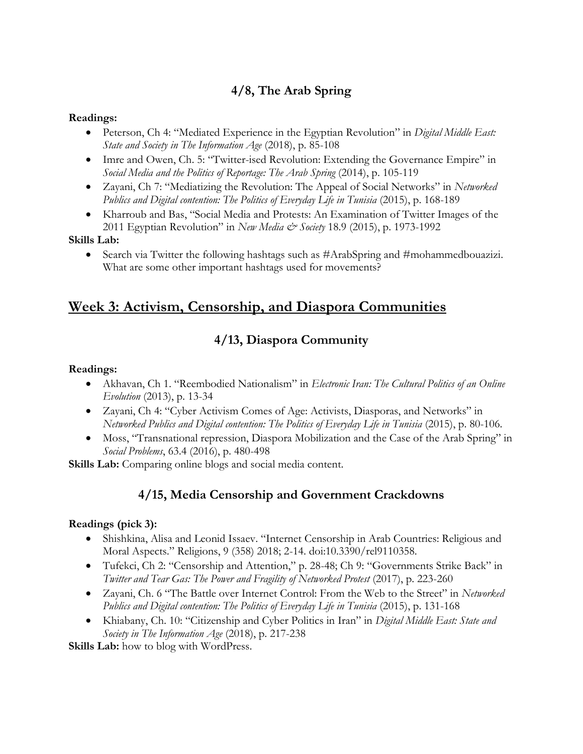### 4/8, The Arab Spring

**Readings:**

- Peterson, Ch 4: "Mediated Experience in the Egyptian Revolution" in *Digital Middle East: State and Society in The Information Age* (2018), p. 85-108
- Imre and Owen, Ch. 5: "Twitter-ised Revolution: Extending the Governance Empire" in *Social Media and the Politics of Reportage: The Arab Spring* (2014), p. 105-119
- Zayani, Ch 7: "Mediatizing the Revolution: The Appeal of Social Networks" in *Networked Publics and Digital contention: The Politics of Everyday Life in Tunisia* (2015), p. 168-189
- Kharroub and Bas, "Social Media and Protests: An Examination of Twitter Images of the 2011 Egyptian Revolution" in *New Media & Society* 18.9 (2015), p. 1973-1992

**Skills Lab:**

- Search via Twitter the following hashtags such as #ArabSpring and #mohammedbouazizi. What are some other important hashtags used for movements?

## Week 3: Activism, Censorship, and Diaspora Communities

### 4/13, Diaspora Community

**Readings:**

- Akhavan, Ch 1. "Reembodied Nationalism" in *Electronic Iran: The Cultural Politics of an Online Evolution* (2013), p. 13-34
- Zayani, Ch 4: "Cyber Activism Comes of Age: Activists, Diasporas, and Networks" in *Networked Publics and Digital contention: The Politics of Everyday Life in Tunisia* (2015), p. 80-106.
- Moss, "Transnational repression, Diaspora Mobilization and the Case of the Arab Spring" in *Social Problems*, 63.4 (2016), p. 480-498

**Skills Lab:** Comparing online blogs and social media content.

### 4/15, Media Censorship and Government Crackdowns

**Readings (pick 3):**

- Shishkina, Alisa and Leonid Issaev. "Internet Censorship in Arab Countries: Religious and Moral Aspects." Religions, 9 (358) 2018; 2-14. doi:10.3390/rel9110358.
- Tufekci, Ch 2: "Censorship and Attention," p. 28-48; Ch 9: "Governments Strike Back" in *Twitter and Tear Gas: The Power and Fragility of Networked Protest* (2017), p. 223-260
- Zayani, Ch. 6 "The Battle over Internet Control: From the Web to the Street" in *Networked Publics and Digital contention: The Politics of Everyday Life in Tunisia* (2015), p. 131-168
- Khiabany, Ch. 10: "Citizenship and Cyber Politics in Iran" in *Digital Middle East: State and Society in The Information Age* (2018), p. 217-238

**Skills Lab:** how to blog with WordPress.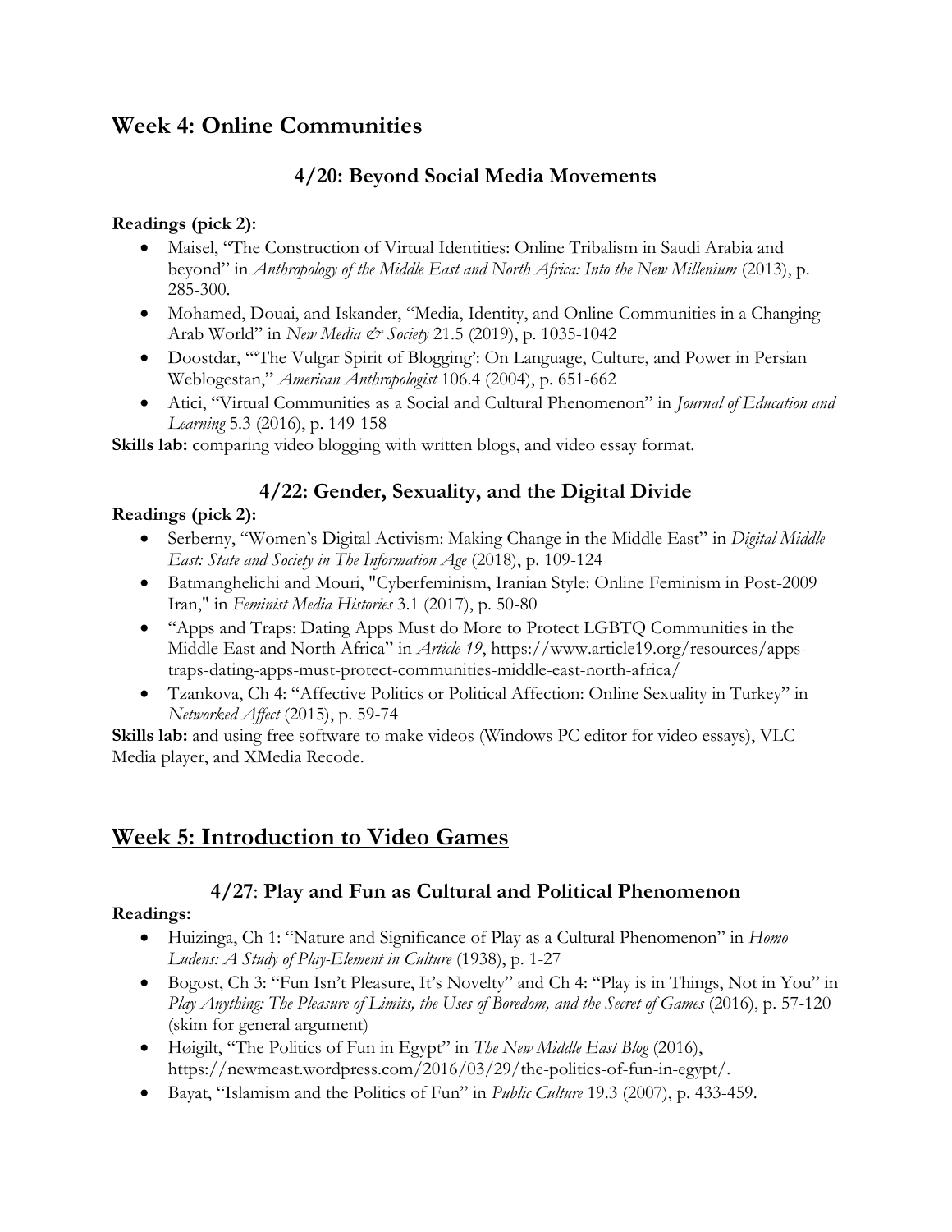## Week 4: Online Communities

### 4/20: Beyond Social Media Movements

**Readings (pick 2):**

- Maisel, "The Construction of Virtual Identities: Online Tribalism in Saudi Arabia and beyond" in *Anthropology of the Middle East and North Africa: Into the New Millenium* (2013), p. 285-300.
- Mohamed, Douai, and Iskander, "Media, Identity, and Online Communities in a Changing Arab World" in *New Media & Society* 21.5 (2019), p. 1035-1042
- Doostdar, "'The Vulgar Spirit of Blogging': On Language, Culture, and Power in Persian Weblogestan," *American Anthropologist* 106.4 (2004), p. 651-662
- Atici, "Virtual Communities as a Social and Cultural Phenomenon" in *Journal of Education and Learning* 5.3 (2016), p. 149-158

**Skills lab:** comparing video blogging with written blogs, and video essay format.

### 4/22: Gender, Sexuality, and the Digital Divide

**Readings (pick 2):**

- Serberny, "Women's Digital Activism: Making Change in the Middle East" in *Digital Middle East: State and Society in The Information Age* (2018), p. 109-124
- Batmanghelichi and Mouri, "Cyberfeminism, Iranian Style: Online Feminism in Post-2009 Iran," in *Feminist Media Histories* 3.1 (2017), p. 50-80
- "Apps and Traps: Dating Apps Must do More to Protect LGBTQ Communities in the Middle East and North Africa" in *Article 19*, https://www.article19.org/resources/apps-traps-dating-apps-must-protect-communities-middle-east-north-africa/
- Tzankova, Ch 4: "Affective Politics or Political Affection: Online Sexuality in Turkey" in *Networked Affect* (2015), p. 59-74

**Skills lab:** and using free software to make videos (Windows PC editor for video essays), VLC Media player, and XMedia Recode.

## Week 5: Introduction to Video Games

### 4/27: Play and Fun as Cultural and Political Phenomenon

**Readings:**

- Huizinga, Ch 1: "Nature and Significance of Play as a Cultural Phenomenon" in *Homo Ludens: A Study of Play-Element in Culture* (1938), p. 1-27
- Bogost, Ch 3: "Fun Isn't Pleasure, It's Novelty" and Ch 4: "Play is in Things, Not in You" in *Play Anything: The Pleasure of Limits, the Uses of Boredom, and the Secret of Games* (2016), p. 57-120 (skim for general argument)
- Høigilt, "The Politics of Fun in Egypt" in *The New Middle East Blog* (2016), https://newmeast.wordpress.com/2016/03/29/the-politics-of-fun-in-egypt/.
- Bayat, "Islamism and the Politics of Fun" in *Public Culture* 19.3 (2007), p. 433-459.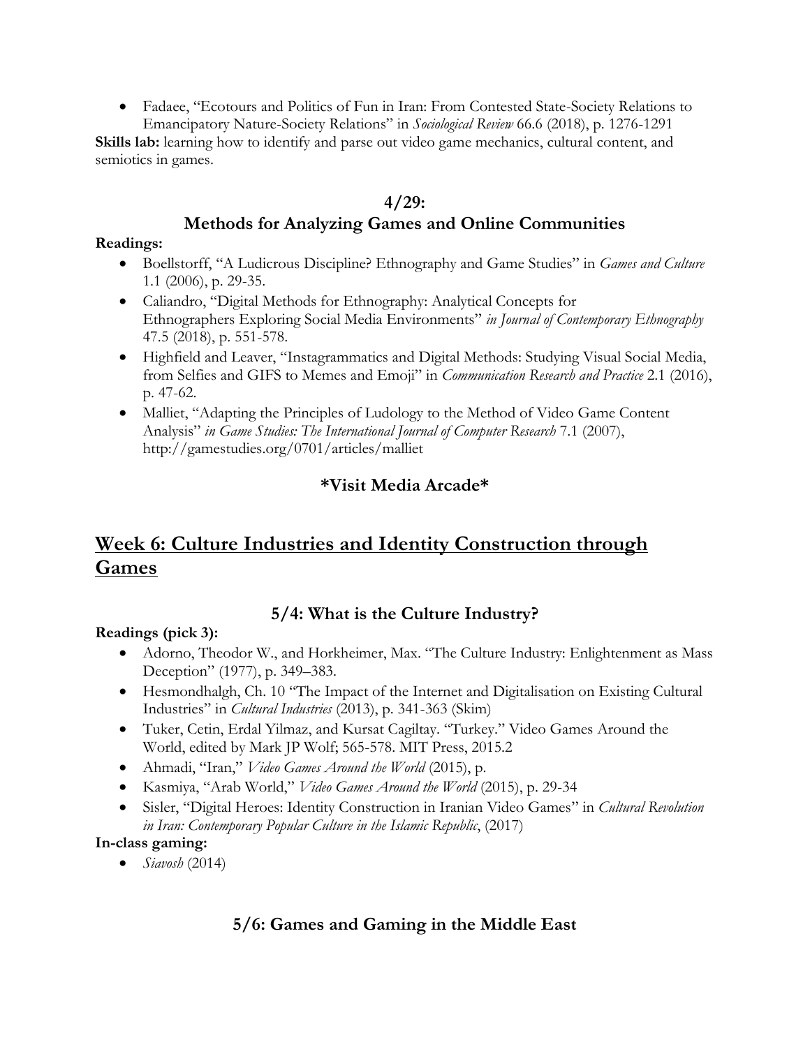- Fadaee, "Ecotours and Politics of Fun in Iran: From Contested State-Society Relations to Emancipatory Nature-Society Relations" in *Sociological Review* 66.6 (2018), p. 1276-1291

**Skills lab:** learning how to identify and parse out video game mechanics, cultural content, and semiotics in games.

### 4/29:
### Methods for Analyzing Games and Online Communities

**Readings:**

- Boellstorff, "A Ludicrous Discipline? Ethnography and Game Studies" in *Games and Culture* 1.1 (2006), p. 29-35.
- Caliandro, "Digital Methods for Ethnography: Analytical Concepts for Ethnographers Exploring Social Media Environments" *in Journal of Contemporary Ethnography* 47.5 (2018), p. 551-578.
- Highfield and Leaver, "Instagrammatics and Digital Methods: Studying Visual Social Media, from Selfies and GIFS to Memes and Emoji" in *Communication Research and Practice* 2.1 (2016), p. 47-62.
- Malliet, "Adapting the Principles of Ludology to the Method of Video Game Content Analysis" *in Game Studies: The International Journal of Computer Research* 7.1 (2007), http://gamestudies.org/0701/articles/malliet

**\*Visit Media Arcade\***

## Week 6: Culture Industries and Identity Construction through Games

### 5/4: What is the Culture Industry?

**Readings (pick 3):**

- Adorno, Theodor W., and Horkheimer, Max. "The Culture Industry: Enlightenment as Mass Deception" (1977), p. 349–383.
- Hesmondhalgh, Ch. 10 "The Impact of the Internet and Digitalisation on Existing Cultural Industries" in *Cultural Industries* (2013), p. 341-363 (Skim)
- Tuker, Cetin, Erdal Yilmaz, and Kursat Cagiltay. "Turkey." Video Games Around the World, edited by Mark JP Wolf; 565-578. MIT Press, 2015.2
- Ahmadi, "Iran," *Video Games Around the World* (2015), p.
- Kasmiya, "Arab World," *Video Games Around the World* (2015), p. 29-34
- Sisler, "Digital Heroes: Identity Construction in Iranian Video Games" in *Cultural Revolution in Iran: Contemporary Popular Culture in the Islamic Republic*, (2017)

**In-class gaming:**

- *Siavosh* (2014)

### 5/6: Games and Gaming in the Middle East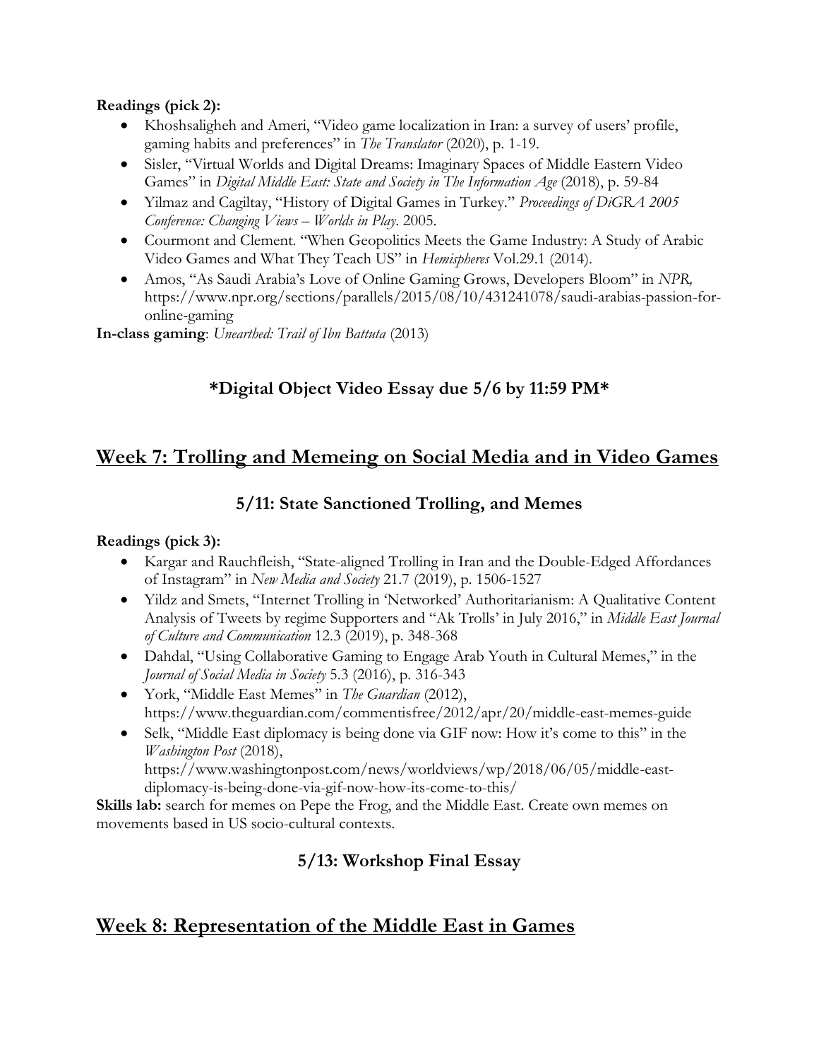**Readings (pick 2):**

- Khoshsaligheh and Ameri, "Video game localization in Iran: a survey of users' profile, gaming habits and preferences" in *The Translator* (2020), p. 1-19.
- Sisler, "Virtual Worlds and Digital Dreams: Imaginary Spaces of Middle Eastern Video Games" in *Digital Middle East: State and Society in The Information Age* (2018), p. 59-84
- Yilmaz and Cagiltay, "History of Digital Games in Turkey." *Proceedings of DiGRA 2005 Conference: Changing Views – Worlds in Play*. 2005.
- Courmont and Clement. "When Geopolitics Meets the Game Industry: A Study of Arabic Video Games and What They Teach US" in *Hemispheres* Vol.29.1 (2014).
- Amos, "As Saudi Arabia's Love of Online Gaming Grows, Developers Bloom" in *NPR,* https://www.npr.org/sections/parallels/2015/08/10/431241078/saudi-arabias-passion-for-online-gaming

**In-class gaming**: *Unearthed: Trail of Ibn Battuta* (2013)

### *Digital Object Video Essay due 5/6 by 11:59 PM*

## Week 7: Trolling and Memeing on Social Media and in Video Games

### 5/11: State Sanctioned Trolling, and Memes

**Readings (pick 3):**

- Kargar and Rauchfleish, "State-aligned Trolling in Iran and the Double-Edged Affordances of Instagram" in *New Media and Society* 21.7 (2019), p. 1506-1527
- Yildz and Smets, "Internet Trolling in 'Networked' Authoritarianism: A Qualitative Content Analysis of Tweets by regime Supporters and "Ak Trolls' in July 2016," in *Middle East Journal of Culture and Communication* 12.3 (2019), p. 348-368
- Dahdal, "Using Collaborative Gaming to Engage Arab Youth in Cultural Memes," in the *Journal of Social Media in Society* 5.3 (2016), p. 316-343
- York, "Middle East Memes" in *The Guardian* (2012), https://www.theguardian.com/commentisfree/2012/apr/20/middle-east-memes-guide
- Selk, "Middle East diplomacy is being done via GIF now: How it's come to this" in the *Washington Post* (2018), https://www.washingtonpost.com/news/worldviews/wp/2018/06/05/middle-east-diplomacy-is-being-done-via-gif-now-how-its-come-to-this/

**Skills lab:** search for memes on Pepe the Frog, and the Middle East. Create own memes on movements based in US socio-cultural contexts.

### 5/13: Workshop Final Essay

## Week 8: Representation of the Middle East in Games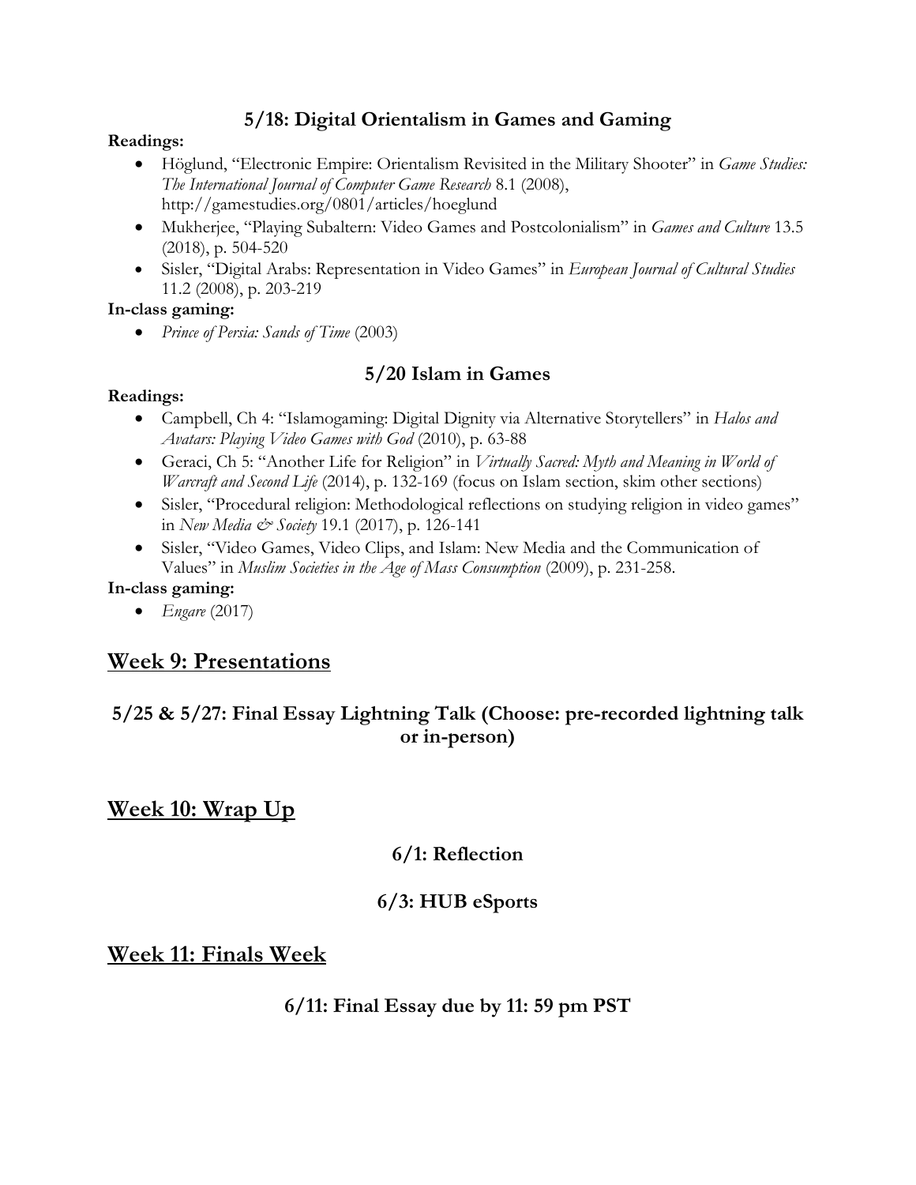### 5/18: Digital Orientalism in Games and Gaming

**Readings:**

- Höglund, "Electronic Empire: Orientalism Revisited in the Military Shooter" in *Game Studies: The International Journal of Computer Game Research* 8.1 (2008), http://gamestudies.org/0801/articles/hoeglund
- Mukherjee, "Playing Subaltern: Video Games and Postcolonialism" in *Games and Culture* 13.5 (2018), p. 504-520
- Sisler, "Digital Arabs: Representation in Video Games" in *European Journal of Cultural Studies* 11.2 (2008), p. 203-219

**In-class gaming:**

- *Prince of Persia: Sands of Time* (2003)

### 5/20 Islam in Games

**Readings:**

- Campbell, Ch 4: "Islamogaming: Digital Dignity via Alternative Storytellers" in *Halos and Avatars: Playing Video Games with God* (2010), p. 63-88
- Geraci, Ch 5: "Another Life for Religion" in *Virtually Sacred: Myth and Meaning in World of Warcraft and Second Life* (2014), p. 132-169 (focus on Islam section, skim other sections)
- Sisler, "Procedural religion: Methodological reflections on studying religion in video games" in *New Media & Society* 19.1 (2017), p. 126-141
- Sisler, "Video Games, Video Clips, and Islam: New Media and the Communication of Values" in *Muslim Societies in the Age of Mass Consumption* (2009), p. 231-258.

**In-class gaming:**

- *Engare* (2017)

## Week 9: Presentations

### 5/25 & 5/27: Final Essay Lightning Talk (Choose: pre-recorded lightning talk or in-person)

## Week 10: Wrap Up

### 6/1: Reflection

### 6/3: HUB eSports

## Week 11: Finals Week

### 6/11: Final Essay due by 11: 59 pm PST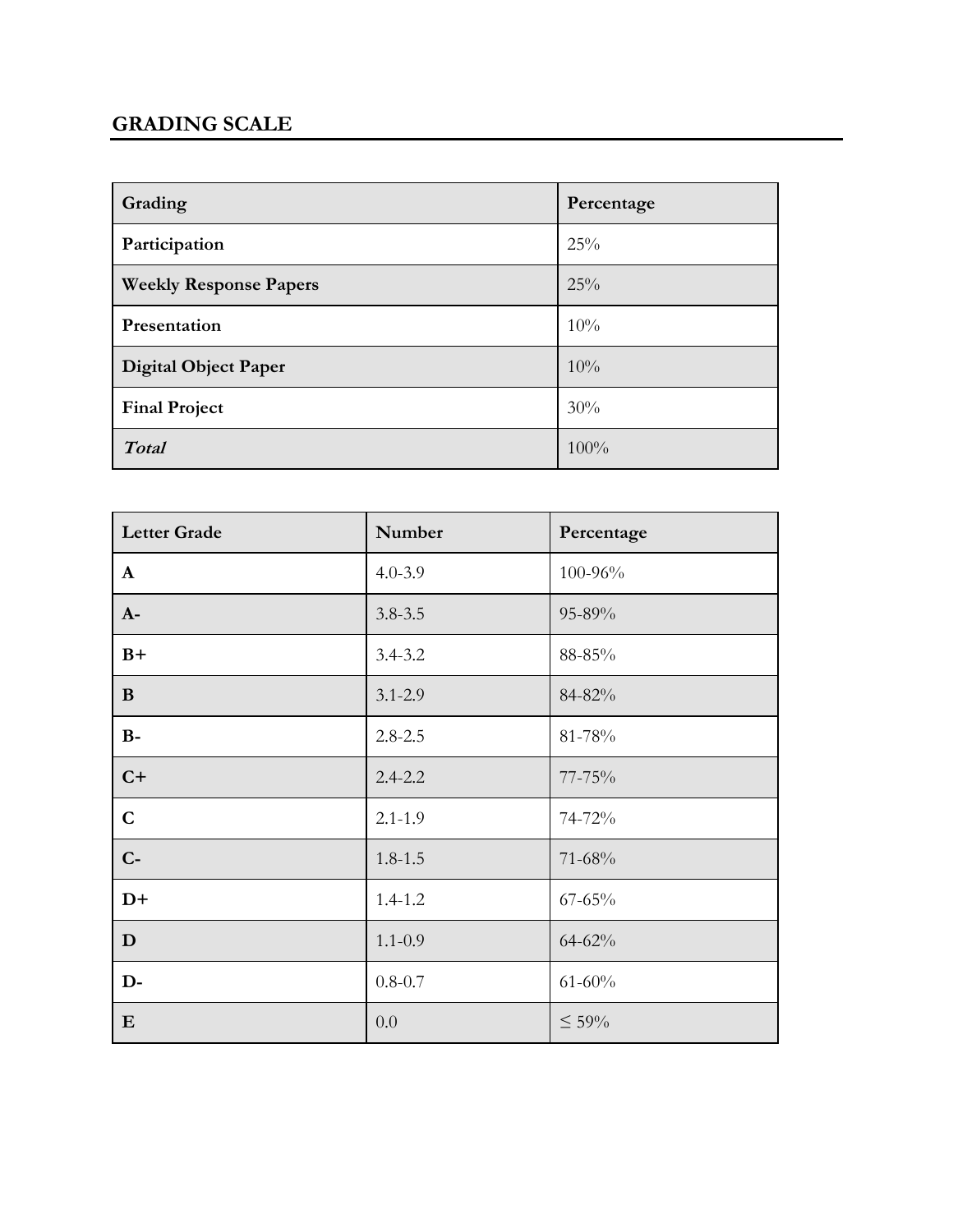## GRADING SCALE

| Grading | Percentage |
|---|---|
| **Participation** | 25% |
| **Weekly Response Papers** | 25% |
| **Presentation** | 10% |
| **Digital Object Paper** | 10% |
| **Final Project** | 30% |
| ***Total*** | 100% |

| Letter Grade | Number | Percentage |
|---|---|---|
| **A** | 4.0-3.9 | 100-96% |
| **A-** | 3.8-3.5 | 95-89% |
| **B+** | 3.4-3.2 | 88-85% |
| **B** | 3.1-2.9 | 84-82% |
| **B-** | 2.8-2.5 | 81-78% |
| **C+** | 2.4-2.2 | 77-75% |
| **C** | 2.1-1.9 | 74-72% |
| **C-** | 1.8-1.5 | 71-68% |
| **D+** | 1.4-1.2 | 67-65% |
| **D** | 1.1-0.9 | 64-62% |
| **D-** | 0.8-0.7 | 61-60% |
| **E** | 0.0 | ≤ 59% |